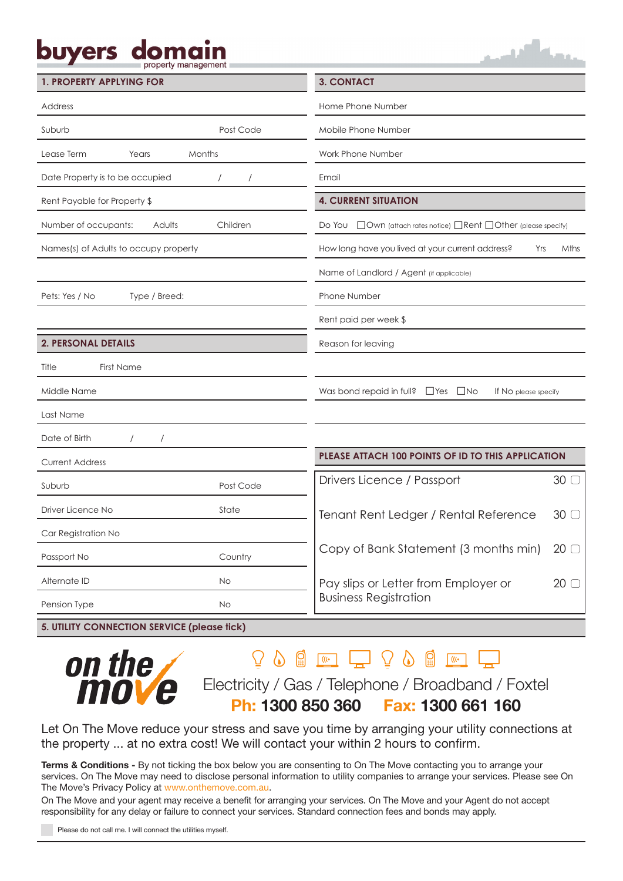# buyers domain
property management

## 1. PROPERTY APPLYING FOR

Address

Suburb | Post Code

Lease Term | Years | Months

Date Property is to be occupied / /

Rent Payable for Property $

Number of occupants: | Adults | Children

Names(s) of Adults to occupy property

Pets: Yes / No | Type / Breed:

## 2. PERSONAL DETAILS

Title | First Name

Middle Name

Last Name

Date of Birth / /

Current Address

Suburb | Post Code

Driver Licence No | State

Car Registration No

Passport No | Country

Alternate ID | No

Pension Type | No

## 3. CONTACT

Home Phone Number

Mobile Phone Number

Work Phone Number

Email

## 4. CURRENT SITUATION

Do You ☐ Own (attach rates notice) ☐ Rent ☐ Other (please specify)

How long have you lived at your current address? | Yrs | Mths

Name of Landlord / Agent (if applicable)

Phone Number

Rent paid per week $

Reason for leaving

Was bond repaid in full? ☐ Yes ☐ No | If No please specify

## PLEASE ATTACH 100 POINTS OF ID TO THIS APPLICATION

| Document | Points |
|---|---|
| Drivers Licence / Passport | 30 ☐ |
| Tenant Rent Ledger / Rental Reference | 30 ☐ |
| Copy of Bank Statement (3 months min) | 20 ☐ |
| Pay slips or Letter from Employer or Business Registration | 20 ☐ |

## 5. UTILITY CONNECTION SERVICE (please tick)

**on the move**

Electricity / Gas / Telephone / Broadband / Foxtel

**Ph: 1300 850 360 Fax: 1300 661 160**

Let On The Move reduce your stress and save you time by arranging your utility connections at the property ... at no extra cost! We will contact your within 2 hours to confirm.

**Terms & Conditions -** By not ticking the box below you are consenting to On The Move contacting you to arrange your services. On The Move may need to disclose personal information to utility companies to arrange your services. Please see On The Move's Privacy Policy at www.onthemove.com.au.

On The Move and your agent may receive a benefit for arranging your services. On The Move and your Agent do not accept responsibility for any delay or failure to connect your services. Standard connection fees and bonds may apply.

☐ Please do not call me. I will connect the utilities myself.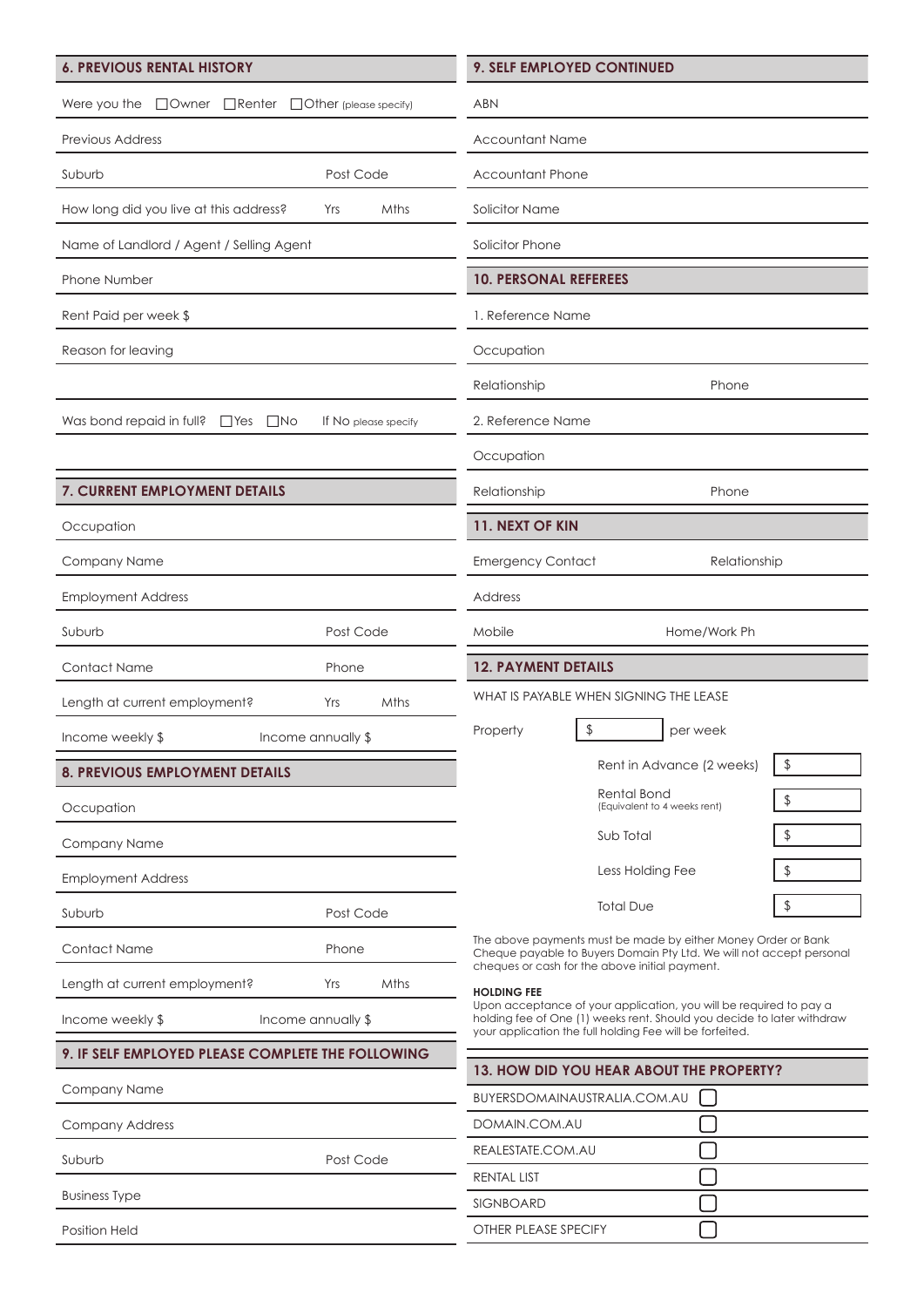## 6. PREVIOUS RENTAL HISTORY

Were you the ☐Owner ☐Renter ☐Other (please specify)

Previous Address

Suburb | Post Code

How long did you live at this address? Yrs Mths

Name of Landlord / Agent / Selling Agent

Phone Number

Rent Paid per week $

Reason for leaving

Was bond repaid in full? ☐Yes ☐No If No please specify

## 7. CURRENT EMPLOYMENT DETAILS

Occupation

Company Name

Employment Address

Suburb | Post Code

Contact Name | Phone

Length at current employment? Yrs Mths

Income weekly $ | Income annually $

## 8. PREVIOUS EMPLOYMENT DETAILS

Occupation

Company Name

Employment Address

Suburb | Post Code

Contact Name | Phone

Length at current employment? Yrs Mths

Income weekly $ | Income annually $

## 9. IF SELF EMPLOYED PLEASE COMPLETE THE FOLLOWING

Company Name

Company Address

Suburb | Post Code

Business Type

Position Held

## 9. SELF EMPLOYED CONTINUED

ABN

Accountant Name

Accountant Phone

Solicitor Name

Solicitor Phone

## 10. PERSONAL REFEREES

1. Reference Name

Occupation

Relationship | Phone

2. Reference Name

Occupation

Relationship | Phone

## 11. NEXT OF KIN

Emergency Contact | Relationship

Address

Mobile | Home/Work Ph

## 12. PAYMENT DETAILS

WHAT IS PAYABLE WHEN SIGNING THE LEASE

Property $ per week

| | |
|---|---|
| Rent in Advance (2 weeks) | $ |
| Rental Bond (Equivalent to 4 weeks rent) | $ |
| Sub Total | $ |
| Less Holding Fee | $ |
| Total Due | $ |

The above payments must be made by either Money Order or Bank Cheque payable to Buyers Domain Pty Ltd. We will not accept personal cheques or cash for the above initial payment.

**HOLDING FEE**

Upon acceptance of your application, you will be required to pay a holding fee of One (1) weeks rent. Should you decide to later withdraw your application the full holding Fee will be forfeited.

## 13. HOW DID YOU HEAR ABOUT THE PROPERTY?

- BUYERSDOMAINAUSTRALIA.COM.AU ☐
- DOMAIN.COM.AU ☐
- REALESTATE.COM.AU ☐
- RENTAL LIST ☐
- SIGNBOARD ☐
- OTHER PLEASE SPECIFY ☐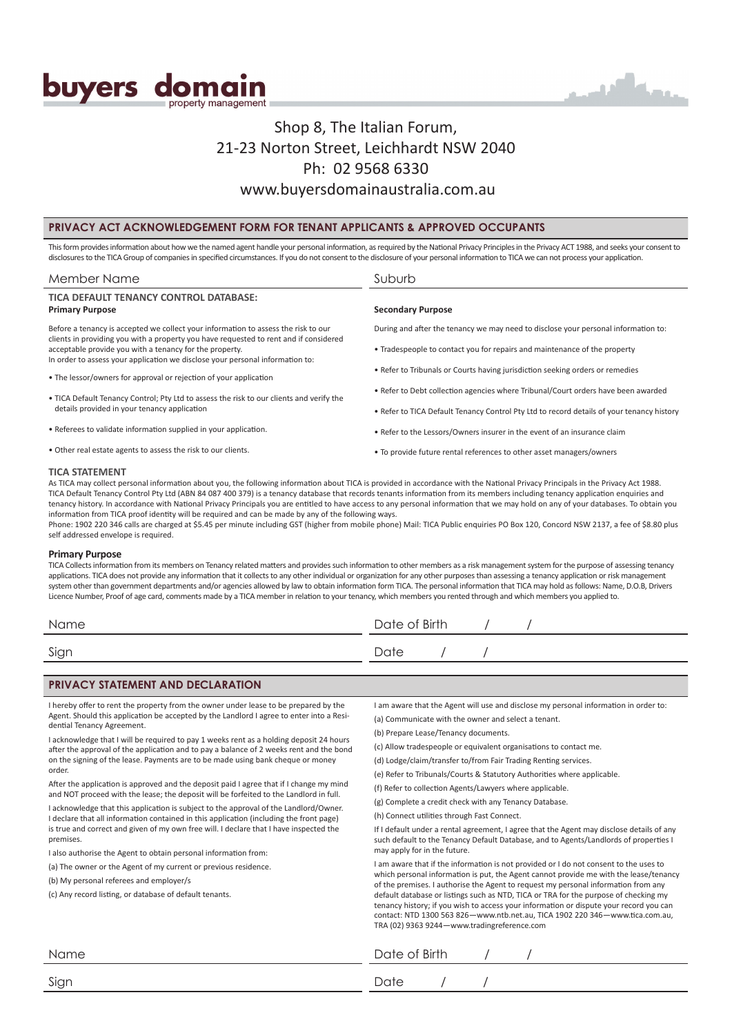# buyers domain

property management

Shop 8, The Italian Forum,
21-23 Norton Street, Leichhardt NSW 2040
Ph: 02 9568 6330
www.buyersdomainaustralia.com.au

## PRIVACY ACT ACKNOWLEDGEMENT FORM FOR TENANT APPLICANTS & APPROVED OCCUPANTS

This form provides information about how we the named agent handle your personal information, as required by the National Privacy Principles in the Privacy ACT 1988, and seeks your consent to disclosures to the TICA Group of companies in specified circumstances. If you do not consent to the disclosure of your personal information to TICA we can not process your application.

Member Name

Suburb

### TICA DEFAULT TENANCY CONTROL DATABASE:

**Primary Purpose**

Before a tenancy is accepted we collect your information to assess the risk to our clients in providing you with a property you have requested to rent and if considered acceptable provide you with a tenancy for the property.
In order to assess your application we disclose your personal information to:

- The lessor/owners for approval or rejection of your application
- TICA Default Tenancy Control; Pty Ltd to assess the risk to our clients and verify the details provided in your tenancy application
- Referees to validate information supplied in your application.
- Other real estate agents to assess the risk to our clients.

**Secondary Purpose**

During and after the tenancy we may need to disclose your personal information to:

- Tradespeople to contact you for repairs and maintenance of the property
- Refer to Tribunals or Courts having jurisdiction seeking orders or remedies
- Refer to Debt collection agencies where Tribunal/Court orders have been awarded
- Refer to TICA Default Tenancy Control Pty Ltd to record details of your tenancy history
- Refer to the Lessors/Owners insurer in the event of an insurance claim
- To provide future rental references to other asset managers/owners

### TICA STATEMENT

As TICA may collect personal information about you, the following information about TICA is provided in accordance with the National Privacy Principals in the Privacy Act 1988. TICA Default Tenancy Control Pty Ltd (ABN 84 087 400 379) is a tenancy database that records tenants information from its members including tenancy application enquiries and tenancy history. In accordance with National Privacy Principals you are entitled to have access to any personal information that we may hold on any of our databases. To obtain you information from TICA proof identity will be required and can be made by any of the following ways.
Phone: 1902 220 346 calls are charged at $5.45 per minute including GST (higher from mobile phone) Mail: TICA Public enquiries PO Box 120, Concord NSW 2137, a fee of $8.80 plus self addressed envelope is required.

**Primary Purpose**

TICA Collects information from its members on Tenancy related matters and provides such information to other members as a risk management system for the purpose of assessing tenancy applications. TICA does not provide any information that it collects to any other individual or organization for any other purposes than assessing a tenancy application or risk management system other than government departments and/or agencies allowed by law to obtain information form TICA. The personal information that TICA may hold as follows: Name, D.O.B, Drivers Licence Number, Proof of age card, comments made by a TICA member in relation to your tenancy, which members you rented through and which members you applied to.

Name

Date of Birth / /

Sign

Date / /

## PRIVACY STATEMENT AND DECLARATION

I hereby offer to rent the property from the owner under lease to be prepared by the Agent. Should this application be accepted by the Landlord I agree to enter into a Residential Tenancy Agreement.

I acknowledge that I will be required to pay 1 weeks rent as a holding deposit 24 hours after the approval of the application and to pay a balance of 2 weeks rent and the bond on the signing of the lease. Payments are to be made using bank cheque or money order.

After the application is approved and the deposit paid I agree that if I change my mind and NOT proceed with the lease; the deposit will be forfeited to the Landlord in full.

I acknowledge that this application is subject to the approval of the Landlord/Owner. I declare that all information contained in this application (including the front page) is true and correct and given of my own free will. I declare that I have inspected the premises.

I also authorise the Agent to obtain personal information from:

(a) The owner or the Agent of my current or previous residence.

(b) My personal referees and employer/s

(c) Any record listing, or database of default tenants.

I am aware that the Agent will use and disclose my personal information in order to:

(a) Communicate with the owner and select a tenant.

(b) Prepare Lease/Tenancy documents.

(c) Allow tradespeople or equivalent organisations to contact me.

(d) Lodge/claim/transfer to/from Fair Trading Renting services.

(e) Refer to Tribunals/Courts & Statutory Authorities where applicable.

(f) Refer to collection Agents/Lawyers where applicable.

(g) Complete a credit check with any Tenancy Database.

(h) Connect utilities through Fast Connect.

If I default under a rental agreement, I agree that the Agent may disclose details of any such default to the Tenancy Default Database, and to Agents/Landlords of properties I may apply for in the future.

I am aware that if the information is not provided or I do not consent to the uses to which personal information is put, the Agent cannot provide me with the lease/tenancy of the premises. I authorise the Agent to request my personal information from any default database or listings such as NTD, TICA or TRA for the purpose of checking my tenancy history; if you wish to access your information or dispute your record you can contact: NTD 1300 563 826—www.ntb.net.au, TICA 1902 220 346—www.tica.com.au, TRA (02) 9363 9244—www.tradingreference.com

Name

Date of Birth / /

Sign

Date / /